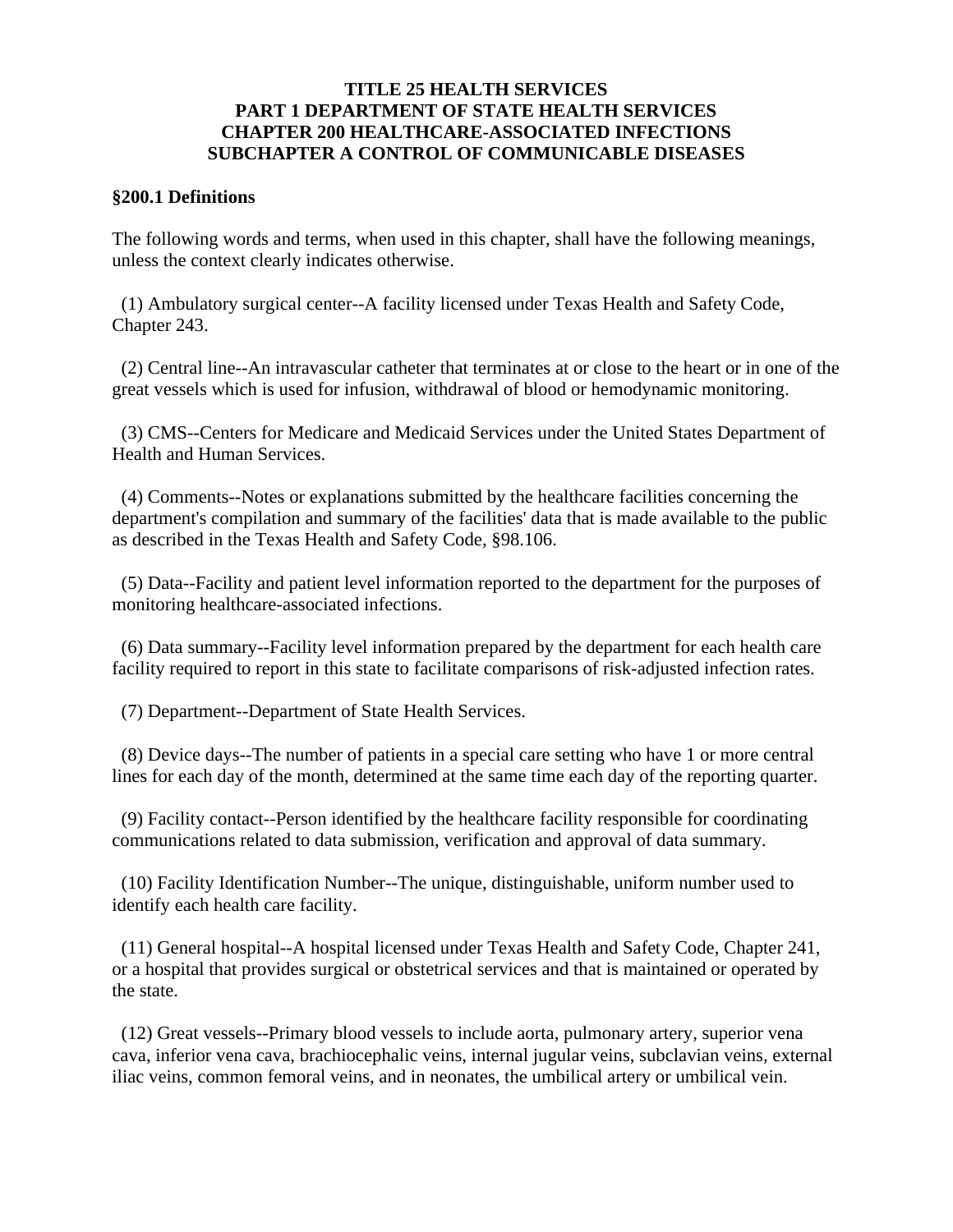**TITLE 25 HEALTH SERVICES**
**PART 1 DEPARTMENT OF STATE HEALTH SERVICES**
**CHAPTER 200 HEALTHCARE-ASSOCIATED INFECTIONS**
**SUBCHAPTER A CONTROL OF COMMUNICABLE DISEASES**

## §200.1 Definitions

The following words and terms, when used in this chapter, shall have the following meanings, unless the context clearly indicates otherwise.

(1) Ambulatory surgical center--A facility licensed under Texas Health and Safety Code, Chapter 243.

(2) Central line--An intravascular catheter that terminates at or close to the heart or in one of the great vessels which is used for infusion, withdrawal of blood or hemodynamic monitoring.

(3) CMS--Centers for Medicare and Medicaid Services under the United States Department of Health and Human Services.

(4) Comments--Notes or explanations submitted by the healthcare facilities concerning the department's compilation and summary of the facilities' data that is made available to the public as described in the Texas Health and Safety Code, §98.106.

(5) Data--Facility and patient level information reported to the department for the purposes of monitoring healthcare-associated infections.

(6) Data summary--Facility level information prepared by the department for each health care facility required to report in this state to facilitate comparisons of risk-adjusted infection rates.

(7) Department--Department of State Health Services.

(8) Device days--The number of patients in a special care setting who have 1 or more central lines for each day of the month, determined at the same time each day of the reporting quarter.

(9) Facility contact--Person identified by the healthcare facility responsible for coordinating communications related to data submission, verification and approval of data summary.

(10) Facility Identification Number--The unique, distinguishable, uniform number used to identify each health care facility.

(11) General hospital--A hospital licensed under Texas Health and Safety Code, Chapter 241, or a hospital that provides surgical or obstetrical services and that is maintained or operated by the state.

(12) Great vessels--Primary blood vessels to include aorta, pulmonary artery, superior vena cava, inferior vena cava, brachiocephalic veins, internal jugular veins, subclavian veins, external iliac veins, common femoral veins, and in neonates, the umbilical artery or umbilical vein.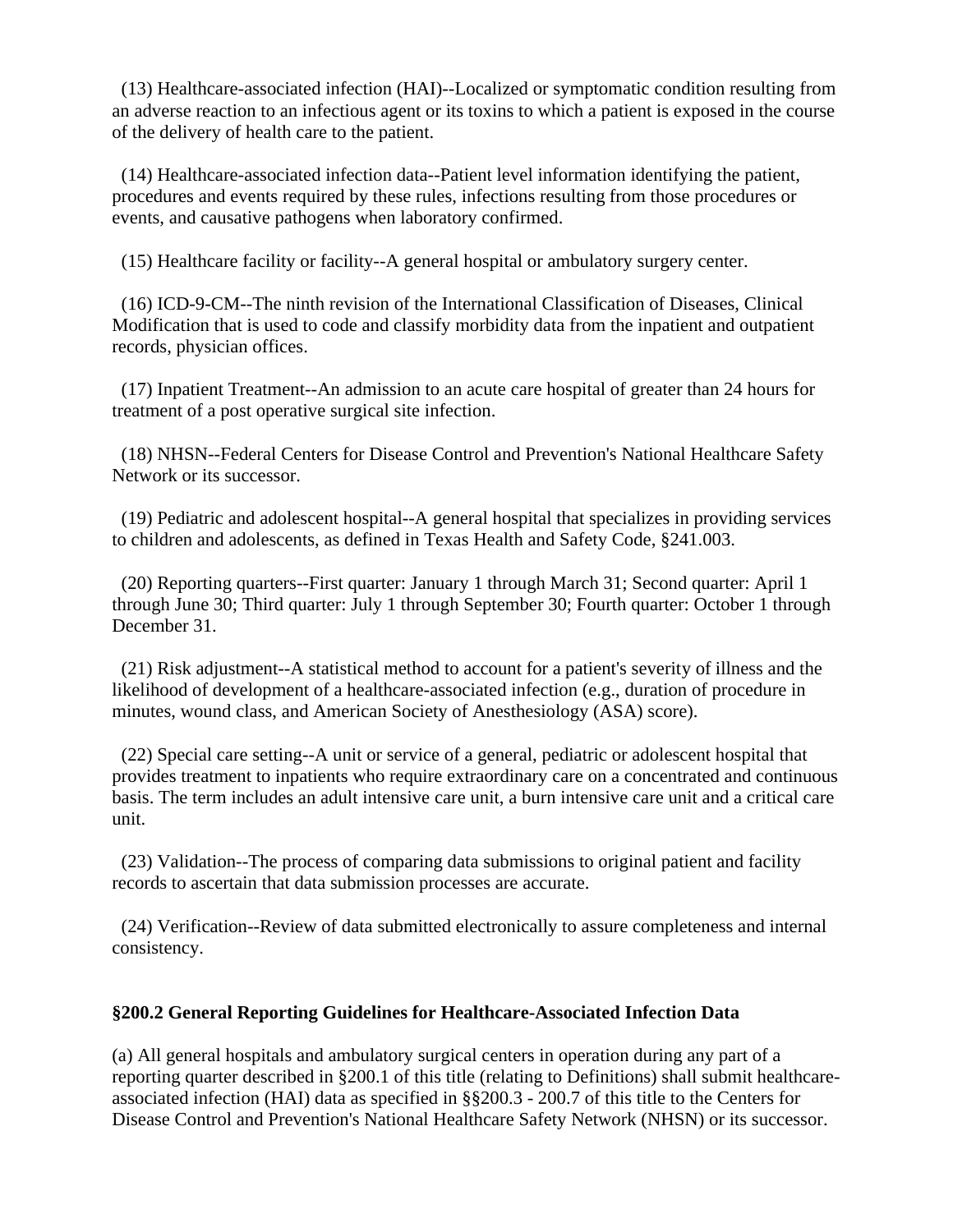(13) Healthcare-associated infection (HAI)--Localized or symptomatic condition resulting from an adverse reaction to an infectious agent or its toxins to which a patient is exposed in the course of the delivery of health care to the patient.

(14) Healthcare-associated infection data--Patient level information identifying the patient, procedures and events required by these rules, infections resulting from those procedures or events, and causative pathogens when laboratory confirmed.

(15) Healthcare facility or facility--A general hospital or ambulatory surgery center.

(16) ICD-9-CM--The ninth revision of the International Classification of Diseases, Clinical Modification that is used to code and classify morbidity data from the inpatient and outpatient records, physician offices.

(17) Inpatient Treatment--An admission to an acute care hospital of greater than 24 hours for treatment of a post operative surgical site infection.

(18) NHSN--Federal Centers for Disease Control and Prevention's National Healthcare Safety Network or its successor.

(19) Pediatric and adolescent hospital--A general hospital that specializes in providing services to children and adolescents, as defined in Texas Health and Safety Code, §241.003.

(20) Reporting quarters--First quarter: January 1 through March 31; Second quarter: April 1 through June 30; Third quarter: July 1 through September 30; Fourth quarter: October 1 through December 31.

(21) Risk adjustment--A statistical method to account for a patient's severity of illness and the likelihood of development of a healthcare-associated infection (e.g., duration of procedure in minutes, wound class, and American Society of Anesthesiology (ASA) score).

(22) Special care setting--A unit or service of a general, pediatric or adolescent hospital that provides treatment to inpatients who require extraordinary care on a concentrated and continuous basis. The term includes an adult intensive care unit, a burn intensive care unit and a critical care unit.

(23) Validation--The process of comparing data submissions to original patient and facility records to ascertain that data submission processes are accurate.

(24) Verification--Review of data submitted electronically to assure completeness and internal consistency.

## §200.2 General Reporting Guidelines for Healthcare-Associated Infection Data

(a) All general hospitals and ambulatory surgical centers in operation during any part of a reporting quarter described in §200.1 of this title (relating to Definitions) shall submit healthcare-associated infection (HAI) data as specified in §§200.3 - 200.7 of this title to the Centers for Disease Control and Prevention's National Healthcare Safety Network (NHSN) or its successor.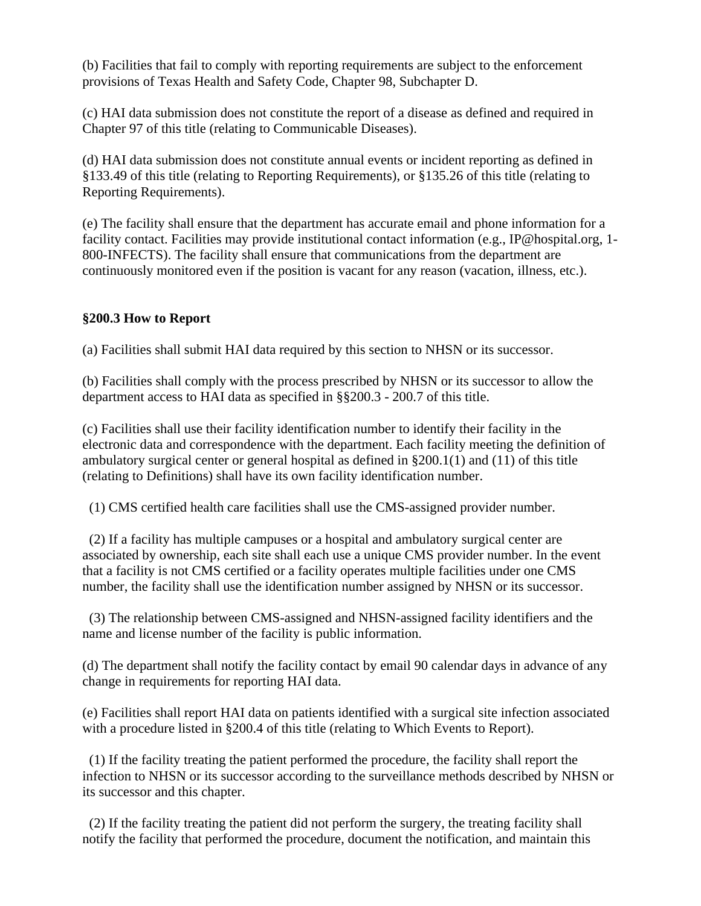(b) Facilities that fail to comply with reporting requirements are subject to the enforcement provisions of Texas Health and Safety Code, Chapter 98, Subchapter D.

(c) HAI data submission does not constitute the report of a disease as defined and required in Chapter 97 of this title (relating to Communicable Diseases).

(d) HAI data submission does not constitute annual events or incident reporting as defined in §133.49 of this title (relating to Reporting Requirements), or §135.26 of this title (relating to Reporting Requirements).

(e) The facility shall ensure that the department has accurate email and phone information for a facility contact. Facilities may provide institutional contact information (e.g., IP@hospital.org, 1-800-INFECTS). The facility shall ensure that communications from the department are continuously monitored even if the position is vacant for any reason (vacation, illness, etc.).

**§200.3 How to Report**

(a) Facilities shall submit HAI data required by this section to NHSN or its successor.

(b) Facilities shall comply with the process prescribed by NHSN or its successor to allow the department access to HAI data as specified in §§200.3 - 200.7 of this title.

(c) Facilities shall use their facility identification number to identify their facility in the electronic data and correspondence with the department. Each facility meeting the definition of ambulatory surgical center or general hospital as defined in §200.1(1) and (11) of this title (relating to Definitions) shall have its own facility identification number.

(1) CMS certified health care facilities shall use the CMS-assigned provider number.

(2) If a facility has multiple campuses or a hospital and ambulatory surgical center are associated by ownership, each site shall each use a unique CMS provider number. In the event that a facility is not CMS certified or a facility operates multiple facilities under one CMS number, the facility shall use the identification number assigned by NHSN or its successor.

(3) The relationship between CMS-assigned and NHSN-assigned facility identifiers and the name and license number of the facility is public information.

(d) The department shall notify the facility contact by email 90 calendar days in advance of any change in requirements for reporting HAI data.

(e) Facilities shall report HAI data on patients identified with a surgical site infection associated with a procedure listed in §200.4 of this title (relating to Which Events to Report).

(1) If the facility treating the patient performed the procedure, the facility shall report the infection to NHSN or its successor according to the surveillance methods described by NHSN or its successor and this chapter.

(2) If the facility treating the patient did not perform the surgery, the treating facility shall notify the facility that performed the procedure, document the notification, and maintain this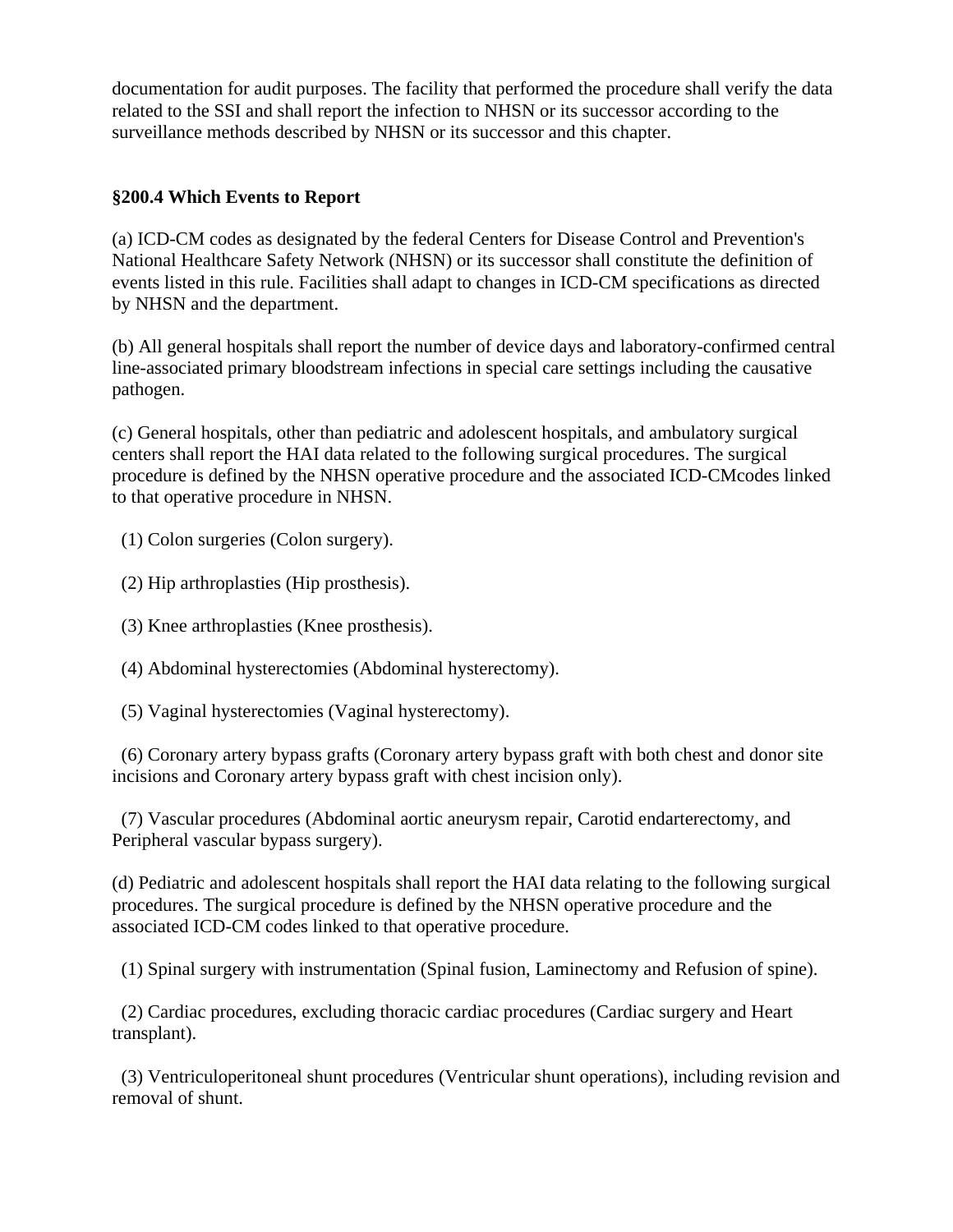documentation for audit purposes. The facility that performed the procedure shall verify the data related to the SSI and shall report the infection to NHSN or its successor according to the surveillance methods described by NHSN or its successor and this chapter.

**§200.4 Which Events to Report**

(a) ICD-CM codes as designated by the federal Centers for Disease Control and Prevention's National Healthcare Safety Network (NHSN) or its successor shall constitute the definition of events listed in this rule. Facilities shall adapt to changes in ICD-CM specifications as directed by NHSN and the department.

(b) All general hospitals shall report the number of device days and laboratory-confirmed central line-associated primary bloodstream infections in special care settings including the causative pathogen.

(c) General hospitals, other than pediatric and adolescent hospitals, and ambulatory surgical centers shall report the HAI data related to the following surgical procedures. The surgical procedure is defined by the NHSN operative procedure and the associated ICD-CMcodes linked to that operative procedure in NHSN.

(1) Colon surgeries (Colon surgery).

(2) Hip arthroplasties (Hip prosthesis).

(3) Knee arthroplasties (Knee prosthesis).

(4) Abdominal hysterectomies (Abdominal hysterectomy).

(5) Vaginal hysterectomies (Vaginal hysterectomy).

(6) Coronary artery bypass grafts (Coronary artery bypass graft with both chest and donor site incisions and Coronary artery bypass graft with chest incision only).

(7) Vascular procedures (Abdominal aortic aneurysm repair, Carotid endarterectomy, and Peripheral vascular bypass surgery).

(d) Pediatric and adolescent hospitals shall report the HAI data relating to the following surgical procedures. The surgical procedure is defined by the NHSN operative procedure and the associated ICD-CM codes linked to that operative procedure.

(1) Spinal surgery with instrumentation (Spinal fusion, Laminectomy and Refusion of spine).

(2) Cardiac procedures, excluding thoracic cardiac procedures (Cardiac surgery and Heart transplant).

(3) Ventriculoperitoneal shunt procedures (Ventricular shunt operations), including revision and removal of shunt.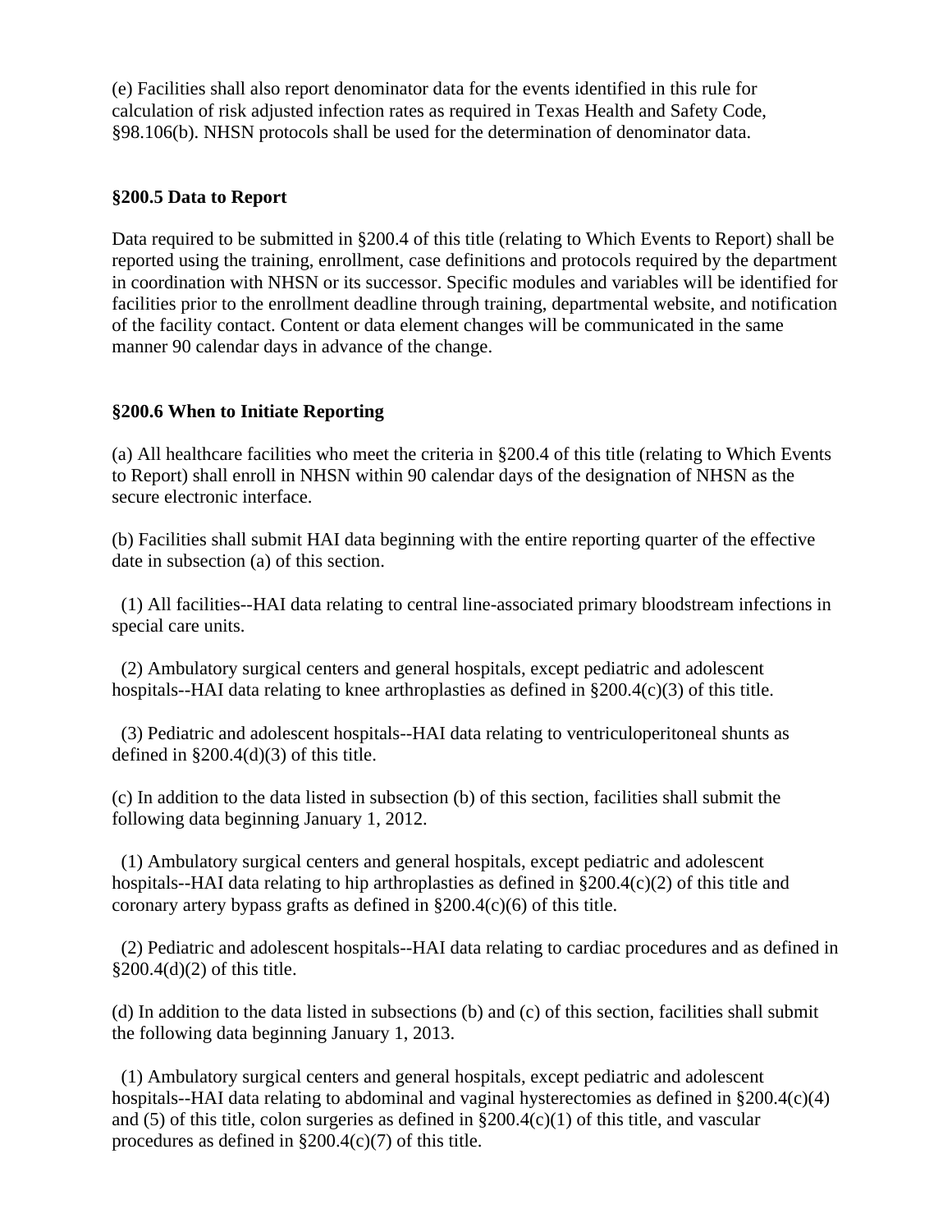(e) Facilities shall also report denominator data for the events identified in this rule for calculation of risk adjusted infection rates as required in Texas Health and Safety Code, §98.106(b). NHSN protocols shall be used for the determination of denominator data.

**§200.5 Data to Report**

Data required to be submitted in §200.4 of this title (relating to Which Events to Report) shall be reported using the training, enrollment, case definitions and protocols required by the department in coordination with NHSN or its successor. Specific modules and variables will be identified for facilities prior to the enrollment deadline through training, departmental website, and notification of the facility contact. Content or data element changes will be communicated in the same manner 90 calendar days in advance of the change.

**§200.6 When to Initiate Reporting**

(a) All healthcare facilities who meet the criteria in §200.4 of this title (relating to Which Events to Report) shall enroll in NHSN within 90 calendar days of the designation of NHSN as the secure electronic interface.

(b) Facilities shall submit HAI data beginning with the entire reporting quarter of the effective date in subsection (a) of this section.

(1) All facilities--HAI data relating to central line-associated primary bloodstream infections in special care units.

(2) Ambulatory surgical centers and general hospitals, except pediatric and adolescent hospitals--HAI data relating to knee arthroplasties as defined in §200.4(c)(3) of this title.

(3) Pediatric and adolescent hospitals--HAI data relating to ventriculoperitoneal shunts as defined in §200.4(d)(3) of this title.

(c) In addition to the data listed in subsection (b) of this section, facilities shall submit the following data beginning January 1, 2012.

(1) Ambulatory surgical centers and general hospitals, except pediatric and adolescent hospitals--HAI data relating to hip arthroplasties as defined in §200.4(c)(2) of this title and coronary artery bypass grafts as defined in §200.4(c)(6) of this title.

(2) Pediatric and adolescent hospitals--HAI data relating to cardiac procedures and as defined in §200.4(d)(2) of this title.

(d) In addition to the data listed in subsections (b) and (c) of this section, facilities shall submit the following data beginning January 1, 2013.

(1) Ambulatory surgical centers and general hospitals, except pediatric and adolescent hospitals--HAI data relating to abdominal and vaginal hysterectomies as defined in §200.4(c)(4) and (5) of this title, colon surgeries as defined in §200.4(c)(1) of this title, and vascular procedures as defined in §200.4(c)(7) of this title.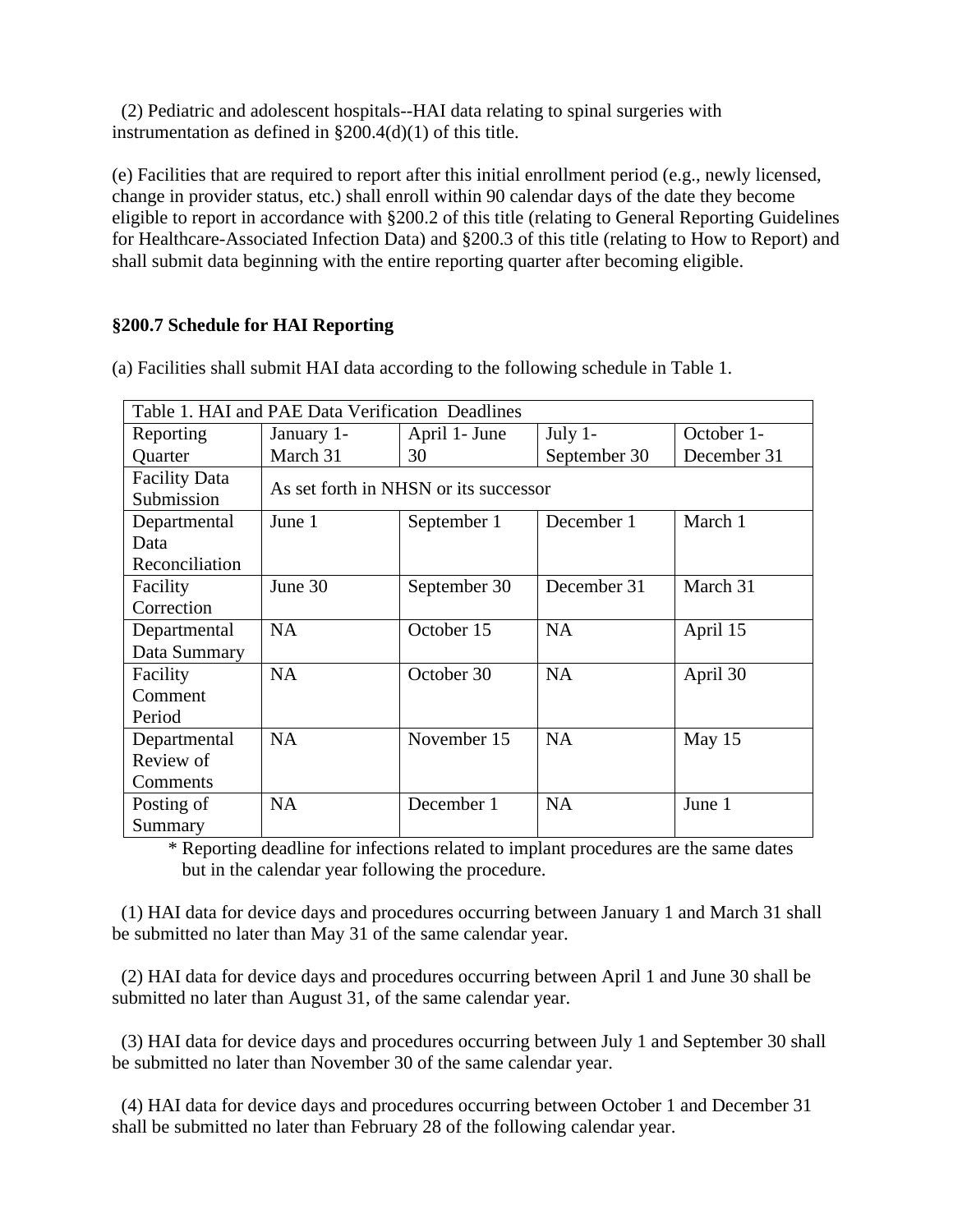(2) Pediatric and adolescent hospitals--HAI data relating to spinal surgeries with instrumentation as defined in §200.4(d)(1) of this title.

(e) Facilities that are required to report after this initial enrollment period (e.g., newly licensed, change in provider status, etc.) shall enroll within 90 calendar days of the date they become eligible to report in accordance with §200.2 of this title (relating to General Reporting Guidelines for Healthcare-Associated Infection Data) and §200.3 of this title (relating to How to Report) and shall submit data beginning with the entire reporting quarter after becoming eligible.

**§200.7 Schedule for HAI Reporting**

(a) Facilities shall submit HAI data according to the following schedule in Table 1.

| Table 1. HAI and PAE Data Verification Deadlines | | | | |
|---|---|---|---|---|
| Reporting Quarter | January 1- March 31 | April 1- June 30 | July 1- September 30 | October 1- December 31 |
| Facility Data Submission | As set forth in NHSN or its successor | | | |
| Departmental Data Reconciliation | June 1 | September 1 | December 1 | March 1 |
| Facility Correction | June 30 | September 30 | December 31 | March 31 |
| Departmental Data Summary | NA | October 15 | NA | April 15 |
| Facility Comment Period | NA | October 30 | NA | April 30 |
| Departmental Review of Comments | NA | November 15 | NA | May 15 |
| Posting of Summary | NA | December 1 | NA | June 1 |

\* Reporting deadline for infections related to implant procedures are the same dates but in the calendar year following the procedure.

(1) HAI data for device days and procedures occurring between January 1 and March 31 shall be submitted no later than May 31 of the same calendar year.

(2) HAI data for device days and procedures occurring between April 1 and June 30 shall be submitted no later than August 31, of the same calendar year.

(3) HAI data for device days and procedures occurring between July 1 and September 30 shall be submitted no later than November 30 of the same calendar year.

(4) HAI data for device days and procedures occurring between October 1 and December 31 shall be submitted no later than February 28 of the following calendar year.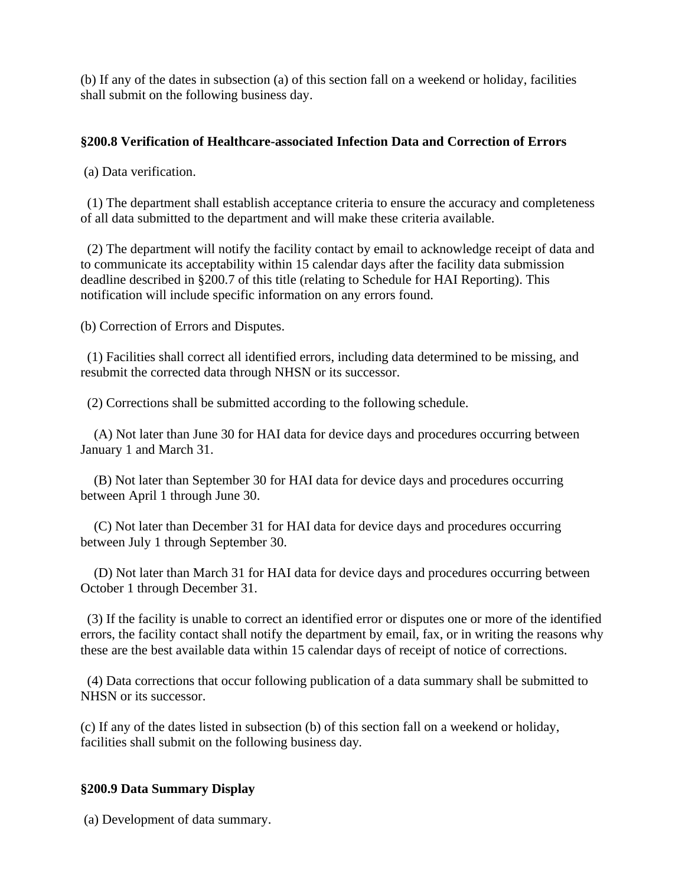(b) If any of the dates in subsection (a) of this section fall on a weekend or holiday, facilities shall submit on the following business day.

### §200.8 Verification of Healthcare-associated Infection Data and Correction of Errors

(a) Data verification.

(1) The department shall establish acceptance criteria to ensure the accuracy and completeness of all data submitted to the department and will make these criteria available.

(2) The department will notify the facility contact by email to acknowledge receipt of data and to communicate its acceptability within 15 calendar days after the facility data submission deadline described in §200.7 of this title (relating to Schedule for HAI Reporting). This notification will include specific information on any errors found.

(b) Correction of Errors and Disputes.

(1) Facilities shall correct all identified errors, including data determined to be missing, and resubmit the corrected data through NHSN or its successor.

(2) Corrections shall be submitted according to the following schedule.

(A) Not later than June 30 for HAI data for device days and procedures occurring between January 1 and March 31.

(B) Not later than September 30 for HAI data for device days and procedures occurring between April 1 through June 30.

(C) Not later than December 31 for HAI data for device days and procedures occurring between July 1 through September 30.

(D) Not later than March 31 for HAI data for device days and procedures occurring between October 1 through December 31.

(3) If the facility is unable to correct an identified error or disputes one or more of the identified errors, the facility contact shall notify the department by email, fax, or in writing the reasons why these are the best available data within 15 calendar days of receipt of notice of corrections.

(4) Data corrections that occur following publication of a data summary shall be submitted to NHSN or its successor.

(c) If any of the dates listed in subsection (b) of this section fall on a weekend or holiday, facilities shall submit on the following business day.

### §200.9 Data Summary Display

(a) Development of data summary.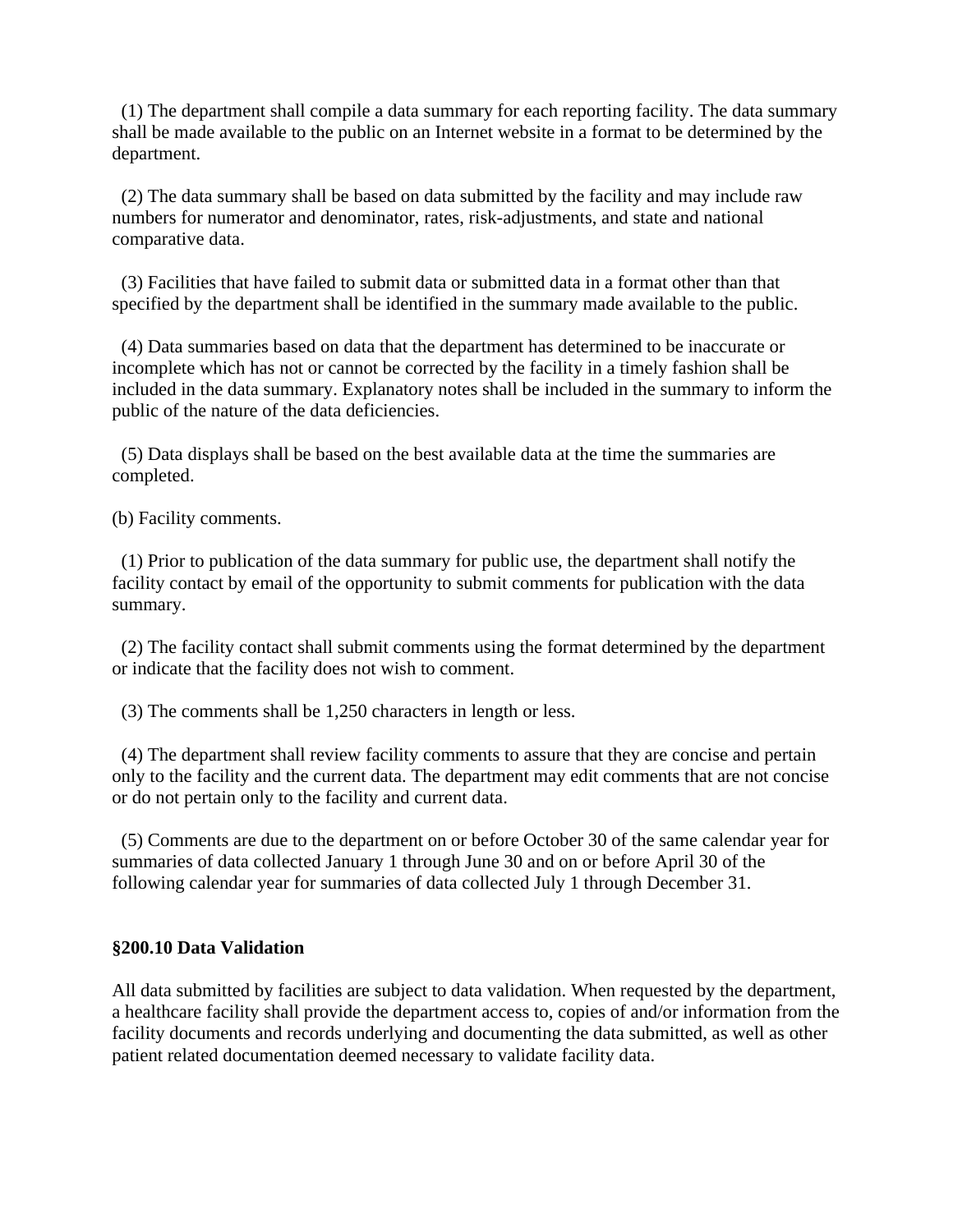(1) The department shall compile a data summary for each reporting facility. The data summary shall be made available to the public on an Internet website in a format to be determined by the department.

(2) The data summary shall be based on data submitted by the facility and may include raw numbers for numerator and denominator, rates, risk-adjustments, and state and national comparative data.

(3) Facilities that have failed to submit data or submitted data in a format other than that specified by the department shall be identified in the summary made available to the public.

(4) Data summaries based on data that the department has determined to be inaccurate or incomplete which has not or cannot be corrected by the facility in a timely fashion shall be included in the data summary. Explanatory notes shall be included in the summary to inform the public of the nature of the data deficiencies.

(5) Data displays shall be based on the best available data at the time the summaries are completed.

(b) Facility comments.

(1) Prior to publication of the data summary for public use, the department shall notify the facility contact by email of the opportunity to submit comments for publication with the data summary.

(2) The facility contact shall submit comments using the format determined by the department or indicate that the facility does not wish to comment.

(3) The comments shall be 1,250 characters in length or less.

(4) The department shall review facility comments to assure that they are concise and pertain only to the facility and the current data. The department may edit comments that are not concise or do not pertain only to the facility and current data.

(5) Comments are due to the department on or before October 30 of the same calendar year for summaries of data collected January 1 through June 30 and on or before April 30 of the following calendar year for summaries of data collected July 1 through December 31.

**§200.10 Data Validation**

All data submitted by facilities are subject to data validation. When requested by the department, a healthcare facility shall provide the department access to, copies of and/or information from the facility documents and records underlying and documenting the data submitted, as well as other patient related documentation deemed necessary to validate facility data.